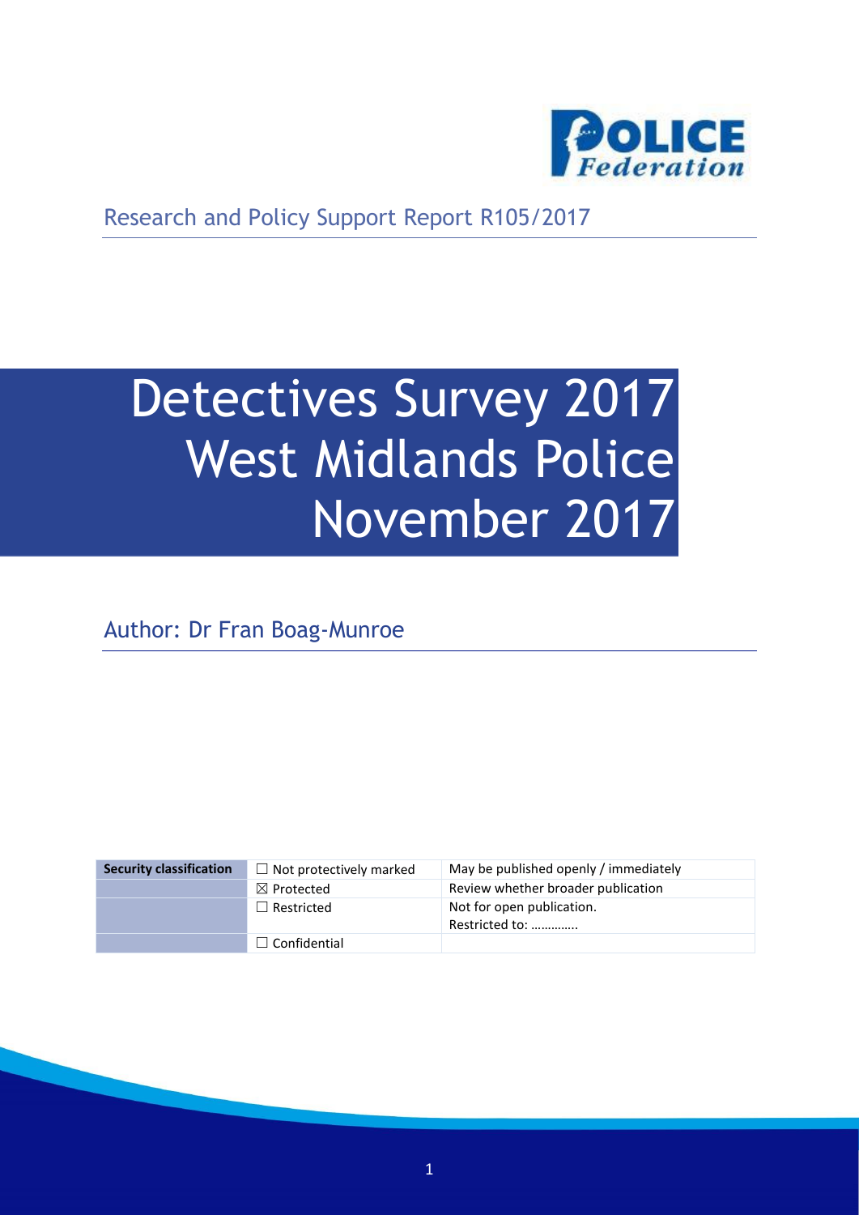Research and Policy Support Report R105/2017

# Detectives Survey 2017 West Midlands Police November 2017

Author: Dr Fran Boag-Munroe

| Security classification | ☐ Not protectively marked | May be published openly / immediately |
|---|---|---|
| | ☒ Protected | Review whether broader publication |
| | ☐ Restricted | Not for open publication. Restricted to: …………. |
| | ☐ Confidential | |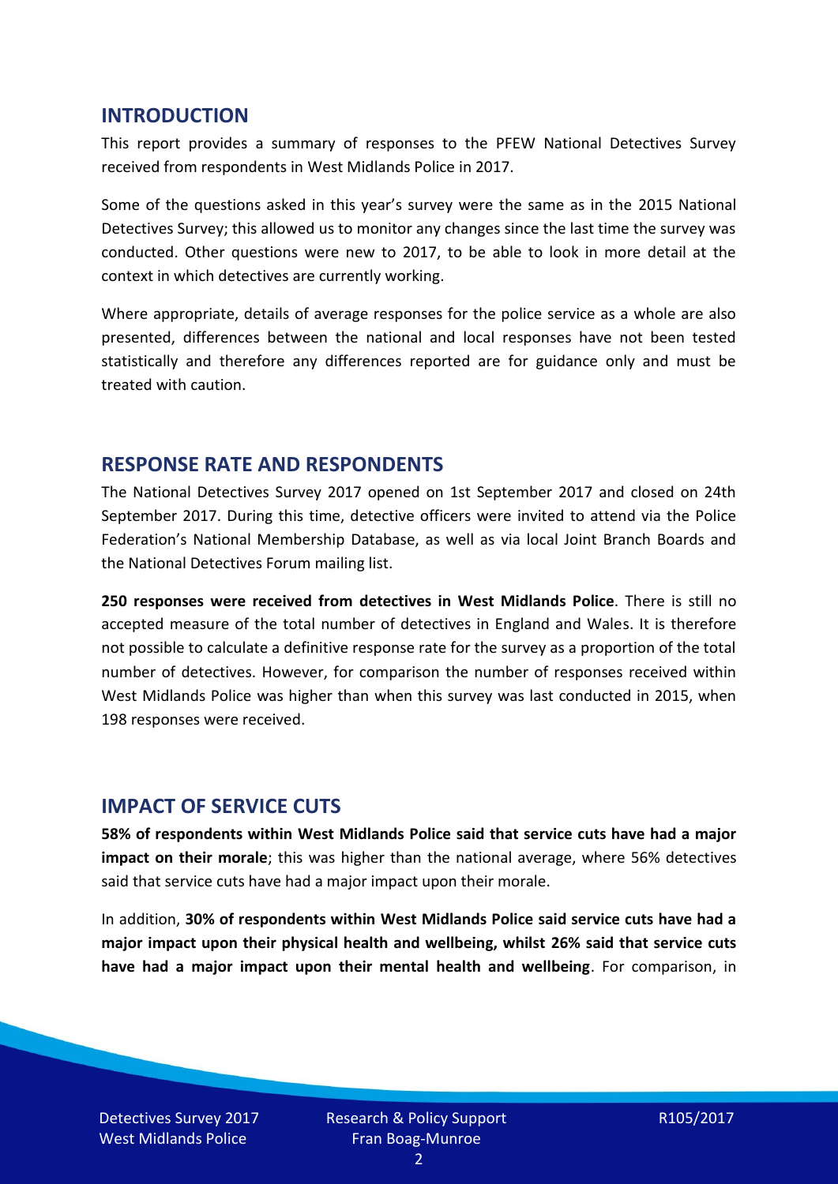## INTRODUCTION

This report provides a summary of responses to the PFEW National Detectives Survey received from respondents in West Midlands Police in 2017.

Some of the questions asked in this year's survey were the same as in the 2015 National Detectives Survey; this allowed us to monitor any changes since the last time the survey was conducted. Other questions were new to 2017, to be able to look in more detail at the context in which detectives are currently working.

Where appropriate, details of average responses for the police service as a whole are also presented, differences between the national and local responses have not been tested statistically and therefore any differences reported are for guidance only and must be treated with caution.

## RESPONSE RATE AND RESPONDENTS

The National Detectives Survey 2017 opened on 1st September 2017 and closed on 24th September 2017. During this time, detective officers were invited to attend via the Police Federation's National Membership Database, as well as via local Joint Branch Boards and the National Detectives Forum mailing list.

**250 responses were received from detectives in West Midlands Police**. There is still no accepted measure of the total number of detectives in England and Wales. It is therefore not possible to calculate a definitive response rate for the survey as a proportion of the total number of detectives. However, for comparison the number of responses received within West Midlands Police was higher than when this survey was last conducted in 2015, when 198 responses were received.

## IMPACT OF SERVICE CUTS

**58% of respondents within West Midlands Police said that service cuts have had a major impact on their morale**; this was higher than the national average, where 56% detectives said that service cuts have had a major impact upon their morale.

In addition, **30% of respondents within West Midlands Police said service cuts have had a major impact upon their physical health and wellbeing, whilst 26% said that service cuts have had a major impact upon their mental health and wellbeing**. For comparison, in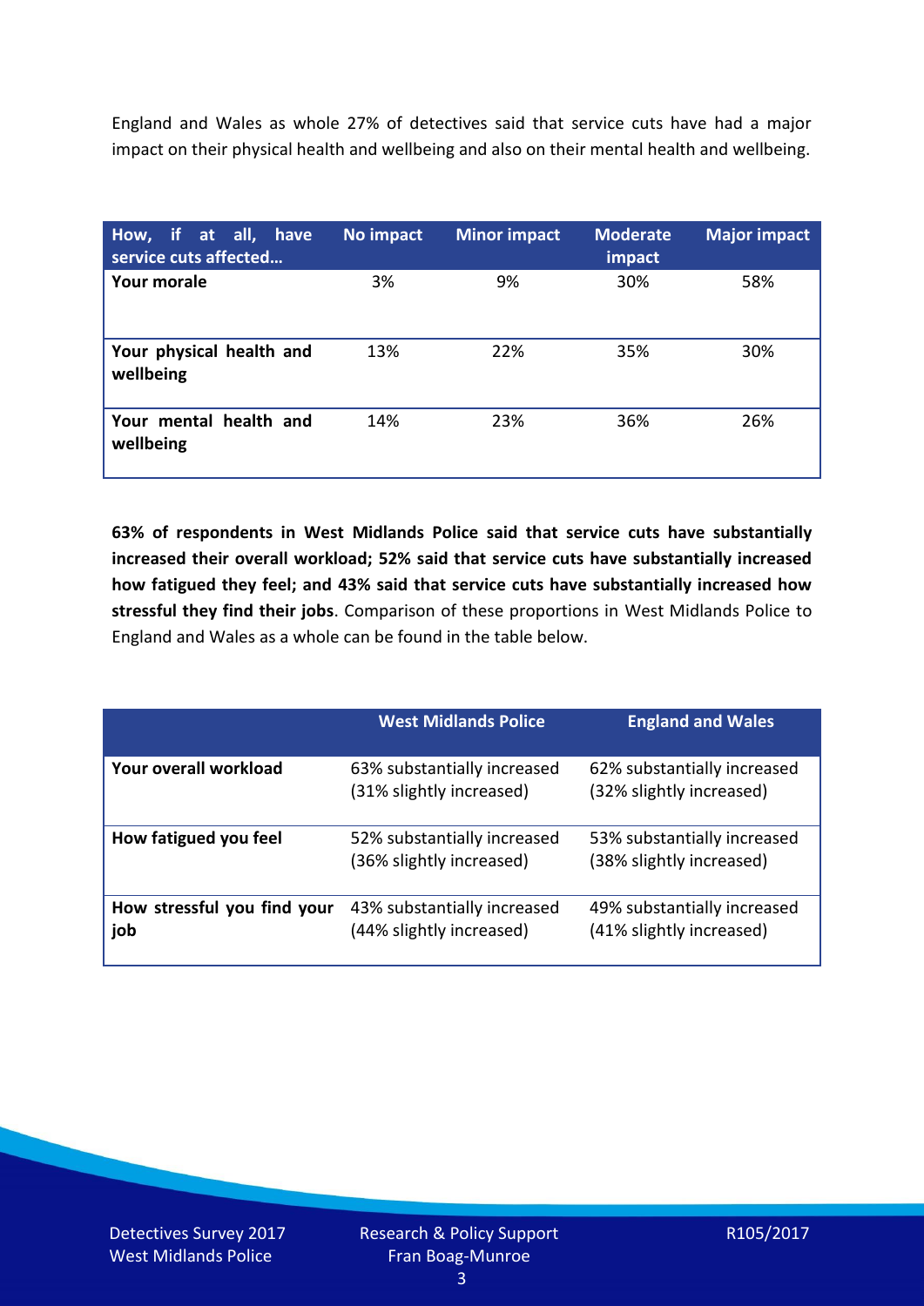England and Wales as whole 27% of detectives said that service cuts have had a major impact on their physical health and wellbeing and also on their mental health and wellbeing.

| How, if at all, have service cuts affected… | No impact | Minor impact | Moderate impact | Major impact |
|---|---|---|---|---|
| **Your morale** | 3% | 9% | 30% | 58% |
| **Your physical health and wellbeing** | 13% | 22% | 35% | 30% |
| **Your mental health and wellbeing** | 14% | 23% | 36% | 26% |

**63% of respondents in West Midlands Police said that service cuts have substantially increased their overall workload; 52% said that service cuts have substantially increased how fatigued they feel; and 43% said that service cuts have substantially increased how stressful they find their jobs**. Comparison of these proportions in West Midlands Police to England and Wales as a whole can be found in the table below.

| | West Midlands Police | England and Wales |
|---|---|---|
| **Your overall workload** | 63% substantially increased (31% slightly increased) | 62% substantially increased (32% slightly increased) |
| **How fatigued you feel** | 52% substantially increased (36% slightly increased) | 53% substantially increased (38% slightly increased) |
| **How stressful you find your job** | 43% substantially increased (44% slightly increased) | 49% substantially increased (41% slightly increased) |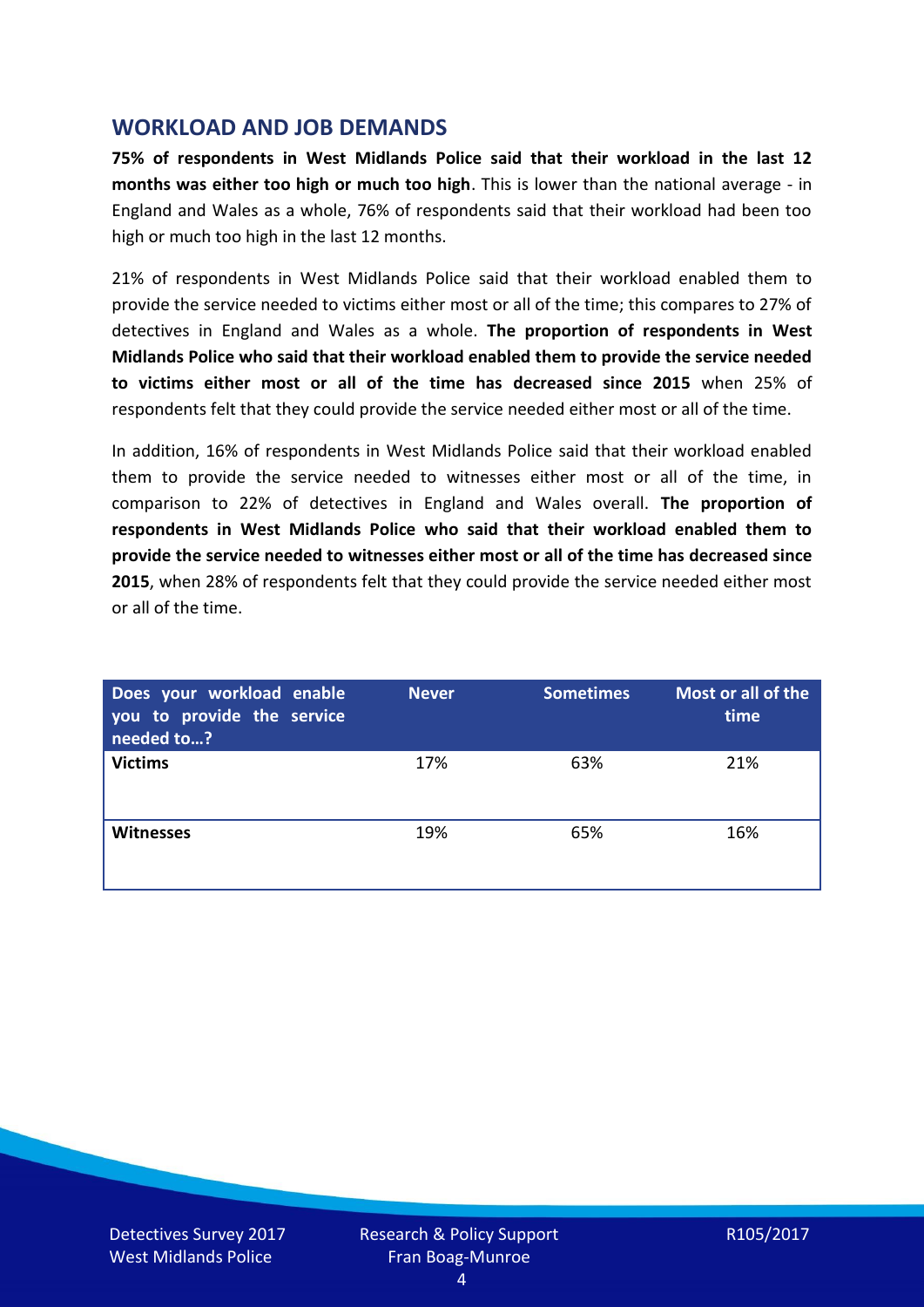## WORKLOAD AND JOB DEMANDS

**75% of respondents in West Midlands Police said that their workload in the last 12 months was either too high or much too high**. This is lower than the national average - in England and Wales as a whole, 76% of respondents said that their workload had been too high or much too high in the last 12 months.

21% of respondents in West Midlands Police said that their workload enabled them to provide the service needed to victims either most or all of the time; this compares to 27% of detectives in England and Wales as a whole. **The proportion of respondents in West Midlands Police who said that their workload enabled them to provide the service needed to victims either most or all of the time has decreased since 2015** when 25% of respondents felt that they could provide the service needed either most or all of the time.

In addition, 16% of respondents in West Midlands Police said that their workload enabled them to provide the service needed to witnesses either most or all of the time, in comparison to 22% of detectives in England and Wales overall. **The proportion of respondents in West Midlands Police who said that their workload enabled them to provide the service needed to witnesses either most or all of the time has decreased since 2015**, when 28% of respondents felt that they could provide the service needed either most or all of the time.

| Does your workload enable you to provide the service needed to…? | Never | Sometimes | Most or all of the time |
|---|---|---|---|
| **Victims** | 17% | 63% | 21% |
| **Witnesses** | 19% | 65% | 16% |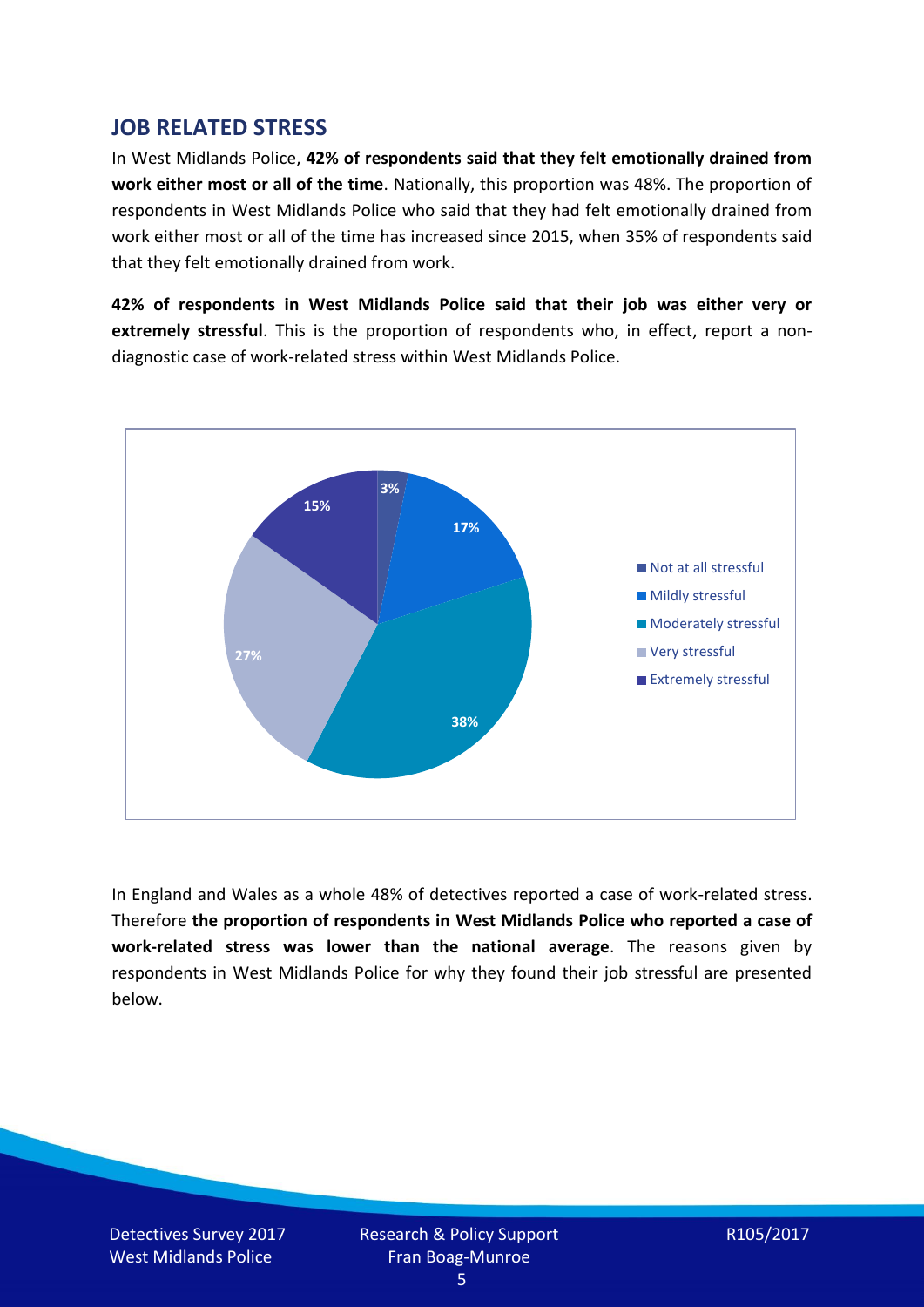## JOB RELATED STRESS

In West Midlands Police, **42% of respondents said that they felt emotionally drained from work either most or all of the time**. Nationally, this proportion was 48%. The proportion of respondents in West Midlands Police who said that they had felt emotionally drained from work either most or all of the time has increased since 2015, when 35% of respondents said that they felt emotionally drained from work.

**42% of respondents in West Midlands Police said that their job was either very or extremely stressful**. This is the proportion of respondents who, in effect, report a non-diagnostic case of work-related stress within West Midlands Police.

| Response | Percentage |
| --- | --- |
| Not at all stressful | 3% |
| Mildly stressful | 17% |
| Moderately stressful | 38% |
| Very stressful | 27% |
| Extremely stressful | 15% |

In England and Wales as a whole 48% of detectives reported a case of work-related stress. Therefore **the proportion of respondents in West Midlands Police who reported a case of work-related stress was lower than the national average**. The reasons given by respondents in West Midlands Police for why they found their job stressful are presented below.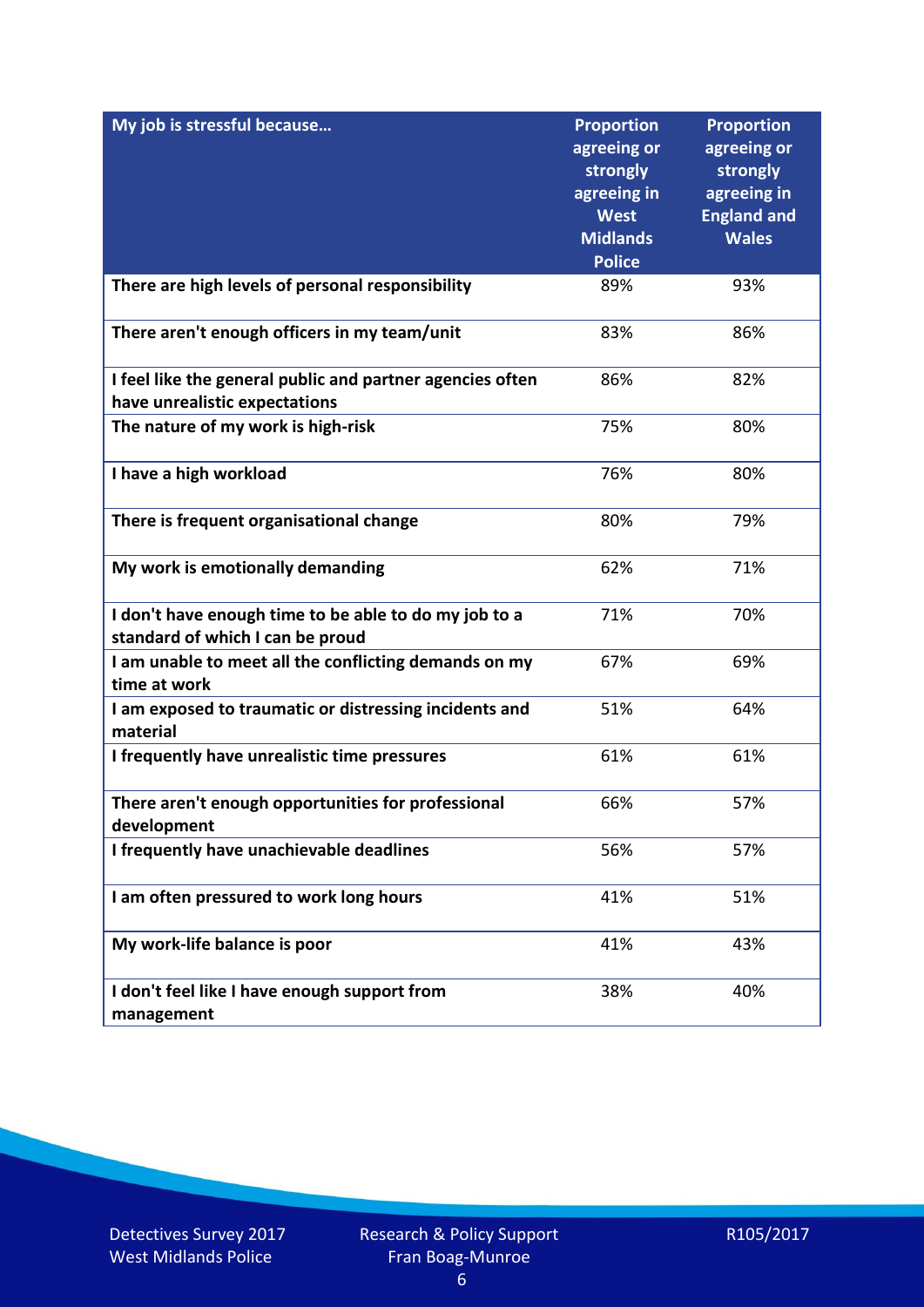| My job is stressful because… | Proportion agreeing or strongly agreeing in West Midlands Police | Proportion agreeing or strongly agreeing in England and Wales |
|---|---|---|
| **There are high levels of personal responsibility** | 89% | 93% |
| **There aren't enough officers in my team/unit** | 83% | 86% |
| **I feel like the general public and partner agencies often have unrealistic expectations** | 86% | 82% |
| **The nature of my work is high-risk** | 75% | 80% |
| **I have a high workload** | 76% | 80% |
| **There is frequent organisational change** | 80% | 79% |
| **My work is emotionally demanding** | 62% | 71% |
| **I don't have enough time to be able to do my job to a standard of which I can be proud** | 71% | 70% |
| **I am unable to meet all the conflicting demands on my time at work** | 67% | 69% |
| **I am exposed to traumatic or distressing incidents and material** | 51% | 64% |
| **I frequently have unrealistic time pressures** | 61% | 61% |
| **There aren't enough opportunities for professional development** | 66% | 57% |
| **I frequently have unachievable deadlines** | 56% | 57% |
| **I am often pressured to work long hours** | 41% | 51% |
| **My work-life balance is poor** | 41% | 43% |
| **I don't feel like I have enough support from management** | 38% | 40% |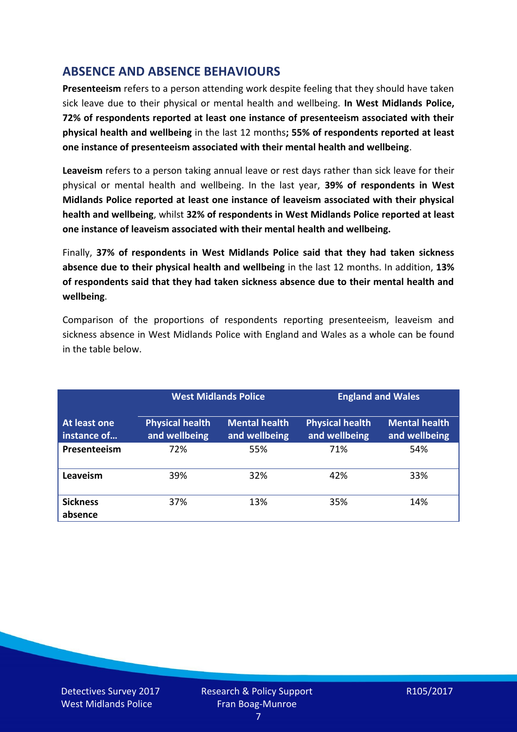## ABSENCE AND ABSENCE BEHAVIOURS

**Presenteeism** refers to a person attending work despite feeling that they should have taken sick leave due to their physical or mental health and wellbeing. **In West Midlands Police, 72% of respondents reported at least one instance of presenteeism associated with their physical health and wellbeing** in the last 12 months**; 55% of respondents reported at least one instance of presenteeism associated with their mental health and wellbeing**.

**Leaveism** refers to a person taking annual leave or rest days rather than sick leave for their physical or mental health and wellbeing. In the last year, **39% of respondents in West Midlands Police reported at least one instance of leaveism associated with their physical health and wellbeing**, whilst **32% of respondents in West Midlands Police reported at least one instance of leaveism associated with their mental health and wellbeing.**

Finally, **37% of respondents in West Midlands Police said that they had taken sickness absence due to their physical health and wellbeing** in the last 12 months. In addition, **13% of respondents said that they had taken sickness absence due to their mental health and wellbeing**.

Comparison of the proportions of respondents reporting presenteeism, leaveism and sickness absence in West Midlands Police with England and Wales as a whole can be found in the table below.

| | West Midlands Police | | England and Wales | |
|---|---|---|---|---|
| **At least one instance of…** | **Physical health and wellbeing** | **Mental health and wellbeing** | **Physical health and wellbeing** | **Mental health and wellbeing** |
| **Presenteeism** | 72% | 55% | 71% | 54% |
| **Leaveism** | 39% | 32% | 42% | 33% |
| **Sickness absence** | 37% | 13% | 35% | 14% |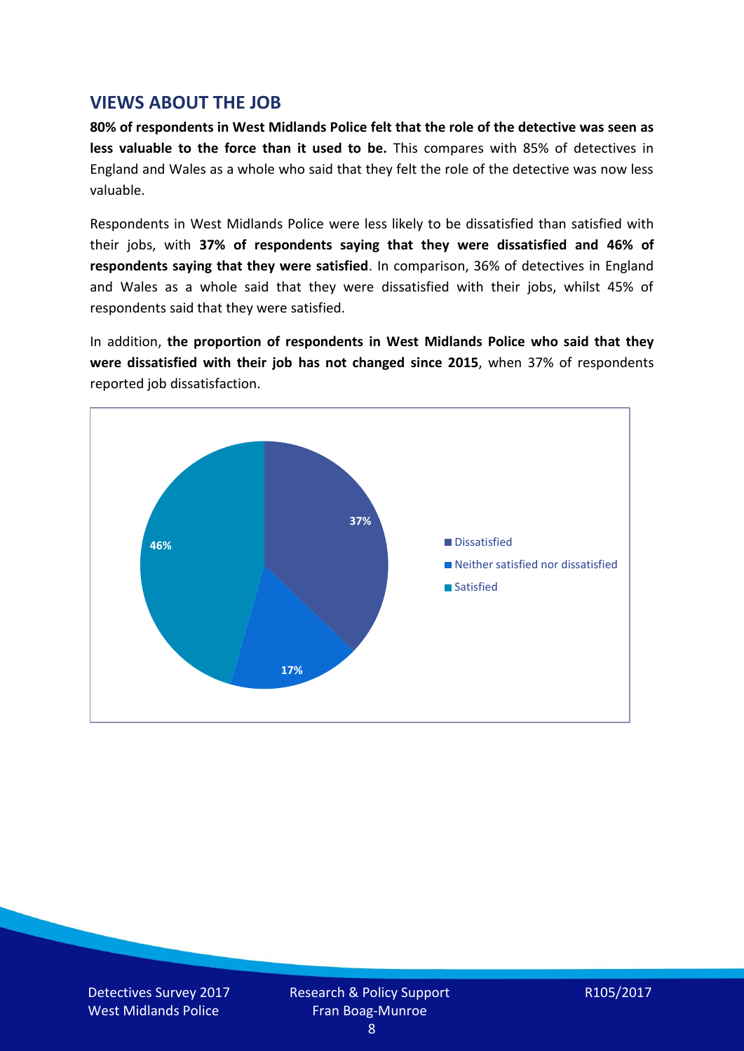## VIEWS ABOUT THE JOB

**80% of respondents in West Midlands Police felt that the role of the detective was seen as less valuable to the force than it used to be.** This compares with 85% of detectives in England and Wales as a whole who said that they felt the role of the detective was now less valuable.

Respondents in West Midlands Police were less likely to be dissatisfied than satisfied with their jobs, with **37% of respondents saying that they were dissatisfied and 46% of respondents saying that they were satisfied**. In comparison, 36% of detectives in England and Wales as a whole said that they were dissatisfied with their jobs, whilst 45% of respondents said that they were satisfied.

In addition, **the proportion of respondents in West Midlands Police who said that they were dissatisfied with their job has not changed since 2015**, when 37% of respondents reported job dissatisfaction.

| | % |
|---|---|
| Dissatisfied | 37% |
| Neither satisfied nor dissatisfied | 17% |
| Satisfied | 46% |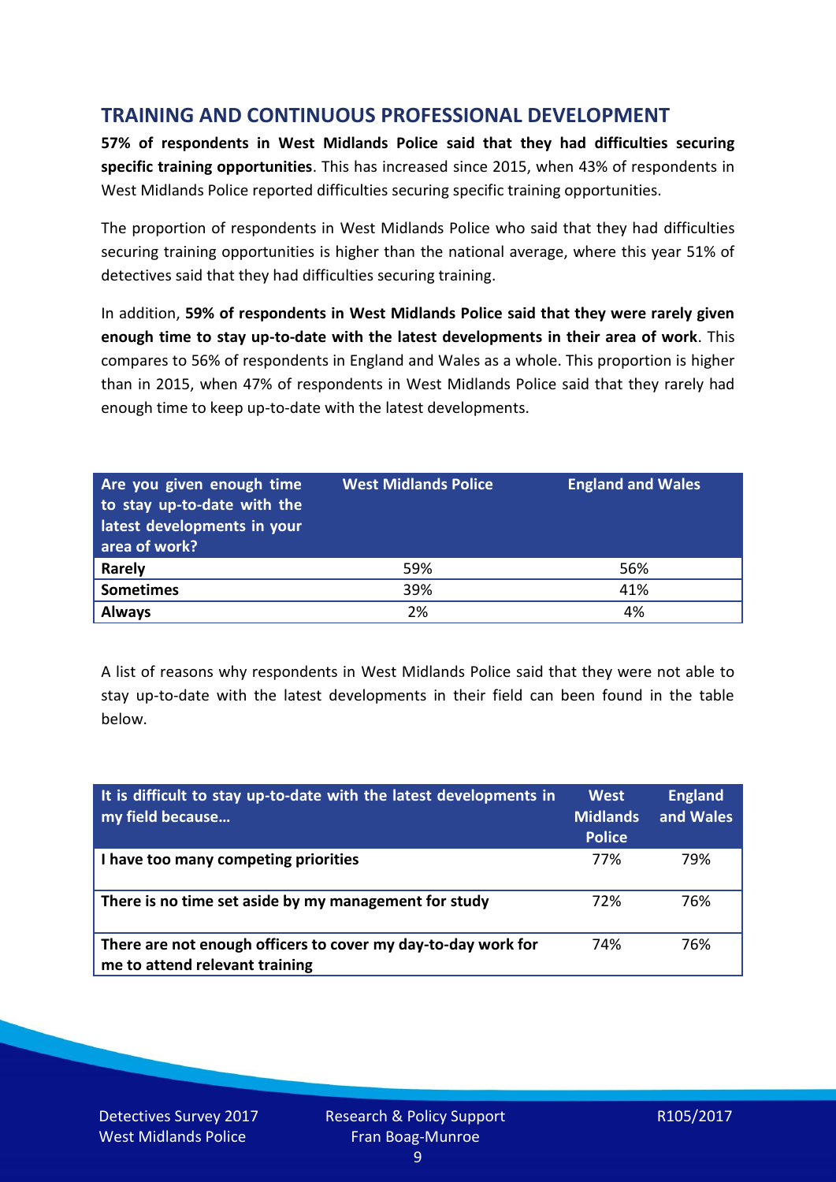## TRAINING AND CONTINUOUS PROFESSIONAL DEVELOPMENT

**57% of respondents in West Midlands Police said that they had difficulties securing specific training opportunities**. This has increased since 2015, when 43% of respondents in West Midlands Police reported difficulties securing specific training opportunities.

The proportion of respondents in West Midlands Police who said that they had difficulties securing training opportunities is higher than the national average, where this year 51% of detectives said that they had difficulties securing training.

In addition, **59% of respondents in West Midlands Police said that they were rarely given enough time to stay up-to-date with the latest developments in their area of work**. This compares to 56% of respondents in England and Wales as a whole. This proportion is higher than in 2015, when 47% of respondents in West Midlands Police said that they rarely had enough time to keep up-to-date with the latest developments.

| Are you given enough time to stay up-to-date with the latest developments in your area of work? | West Midlands Police | England and Wales |
|---|---|---|
| **Rarely** | 59% | 56% |
| **Sometimes** | 39% | 41% |
| **Always** | 2% | 4% |

A list of reasons why respondents in West Midlands Police said that they were not able to stay up-to-date with the latest developments in their field can been found in the table below.

| It is difficult to stay up-to-date with the latest developments in my field because… | West Midlands Police | England and Wales |
|---|---|---|
| **I have too many competing priorities** | 77% | 79% |
| **There is no time set aside by my management for study** | 72% | 76% |
| **There are not enough officers to cover my day-to-day work for me to attend relevant training** | 74% | 76% |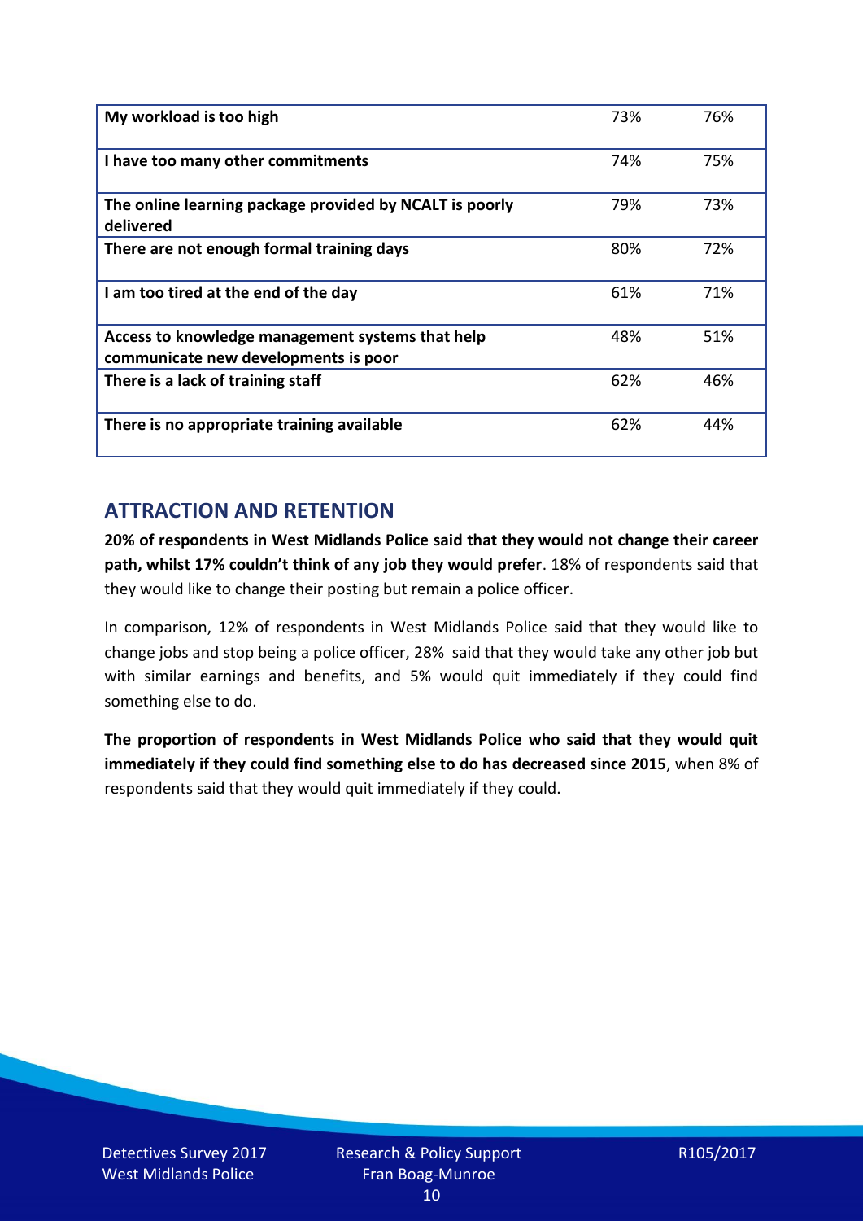| | | |
|---|---|---|
| **My workload is too high** | 73% | 76% |
| **I have too many other commitments** | 74% | 75% |
| **The online learning package provided by NCALT is poorly delivered** | 79% | 73% |
| **There are not enough formal training days** | 80% | 72% |
| **I am too tired at the end of the day** | 61% | 71% |
| **Access to knowledge management systems that help communicate new developments is poor** | 48% | 51% |
| **There is a lack of training staff** | 62% | 46% |
| **There is no appropriate training available** | 62% | 44% |

## ATTRACTION AND RETENTION

**20% of respondents in West Midlands Police said that they would not change their career path, whilst 17% couldn't think of any job they would prefer**. 18% of respondents said that they would like to change their posting but remain a police officer.

In comparison, 12% of respondents in West Midlands Police said that they would like to change jobs and stop being a police officer, 28% said that they would take any other job but with similar earnings and benefits, and 5% would quit immediately if they could find something else to do.

**The proportion of respondents in West Midlands Police who said that they would quit immediately if they could find something else to do has decreased since 2015**, when 8% of respondents said that they would quit immediately if they could.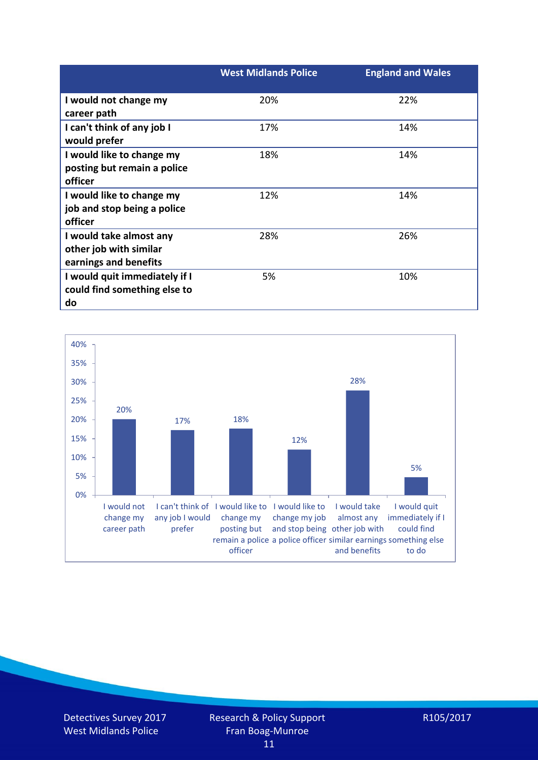| | West Midlands Police | England and Wales |
|---|---|---|
| I would not change my career path | 20% | 22% |
| I can't think of any job I would prefer | 17% | 14% |
| I would like to change my posting but remain a police officer | 18% | 14% |
| I would like to change my job and stop being a police officer | 12% | 14% |
| I would take almost any other job with similar earnings and benefits | 28% | 26% |
| I would quit immediately if I could find something else to do | 5% | 10% |

| Response | Percentage |
|---|---|
| I would not change my career path | 20% |
| I can't think of any job I would prefer | 17% |
| I would like to change my posting but remain a police officer | 18% |
| I would like to change my job and stop being a police officer | 12% |
| I would take almost any other job with similar earnings and benefits | 28% |
| I would quit immediately if I could find something else to do | 5% |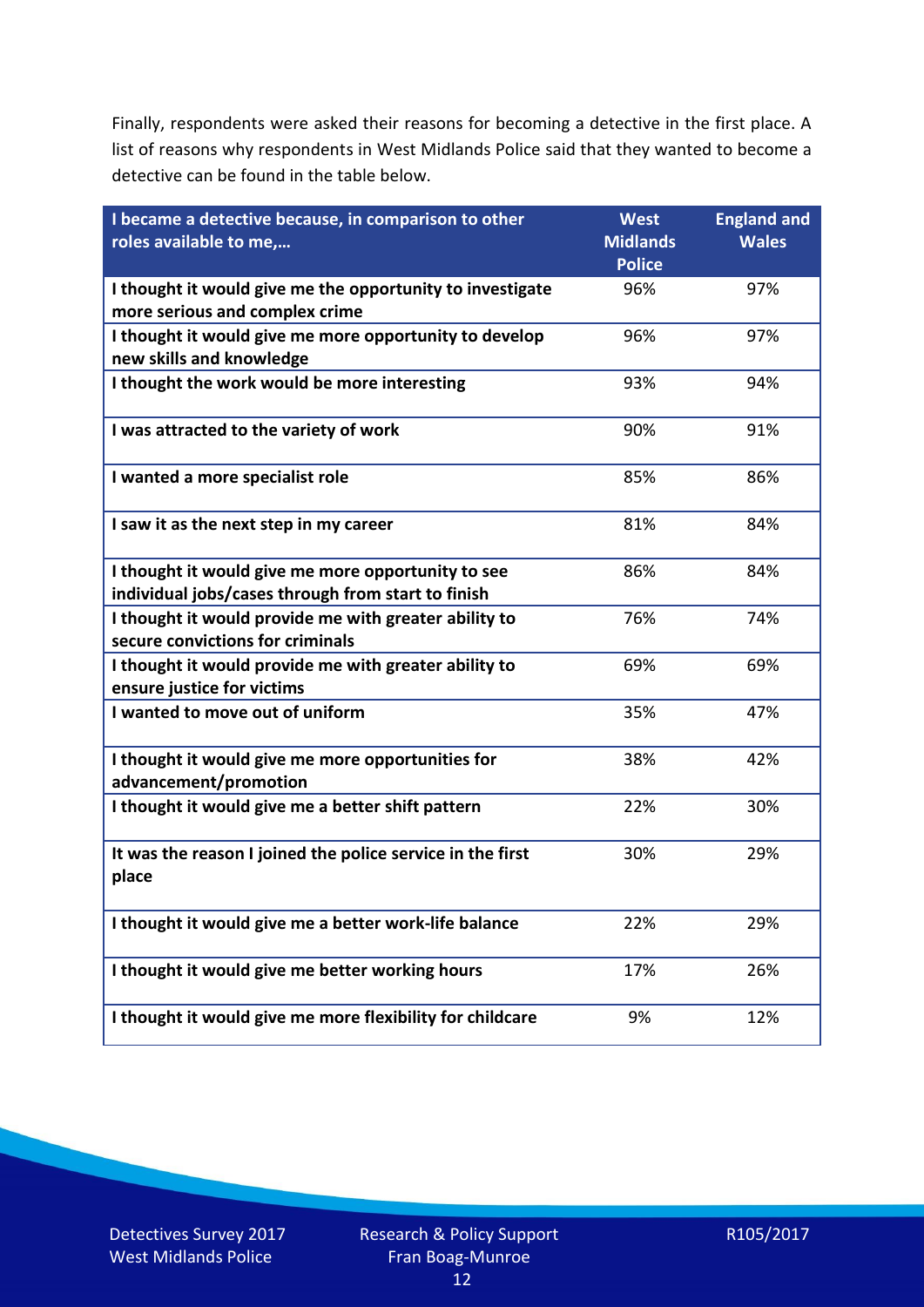Finally, respondents were asked their reasons for becoming a detective in the first place. A list of reasons why respondents in West Midlands Police said that they wanted to become a detective can be found in the table below.

| I became a detective because, in comparison to other roles available to me,… | West Midlands Police | England and Wales |
|---|---|---|
| I thought it would give me the opportunity to investigate more serious and complex crime | 96% | 97% |
| I thought it would give me more opportunity to develop new skills and knowledge | 96% | 97% |
| I thought the work would be more interesting | 93% | 94% |
| I was attracted to the variety of work | 90% | 91% |
| I wanted a more specialist role | 85% | 86% |
| I saw it as the next step in my career | 81% | 84% |
| I thought it would give me more opportunity to see individual jobs/cases through from start to finish | 86% | 84% |
| I thought it would provide me with greater ability to secure convictions for criminals | 76% | 74% |
| I thought it would provide me with greater ability to ensure justice for victims | 69% | 69% |
| I wanted to move out of uniform | 35% | 47% |
| I thought it would give me more opportunities for advancement/promotion | 38% | 42% |
| I thought it would give me a better shift pattern | 22% | 30% |
| It was the reason I joined the police service in the first place | 30% | 29% |
| I thought it would give me a better work-life balance | 22% | 29% |
| I thought it would give me better working hours | 17% | 26% |
| I thought it would give me more flexibility for childcare | 9% | 12% |